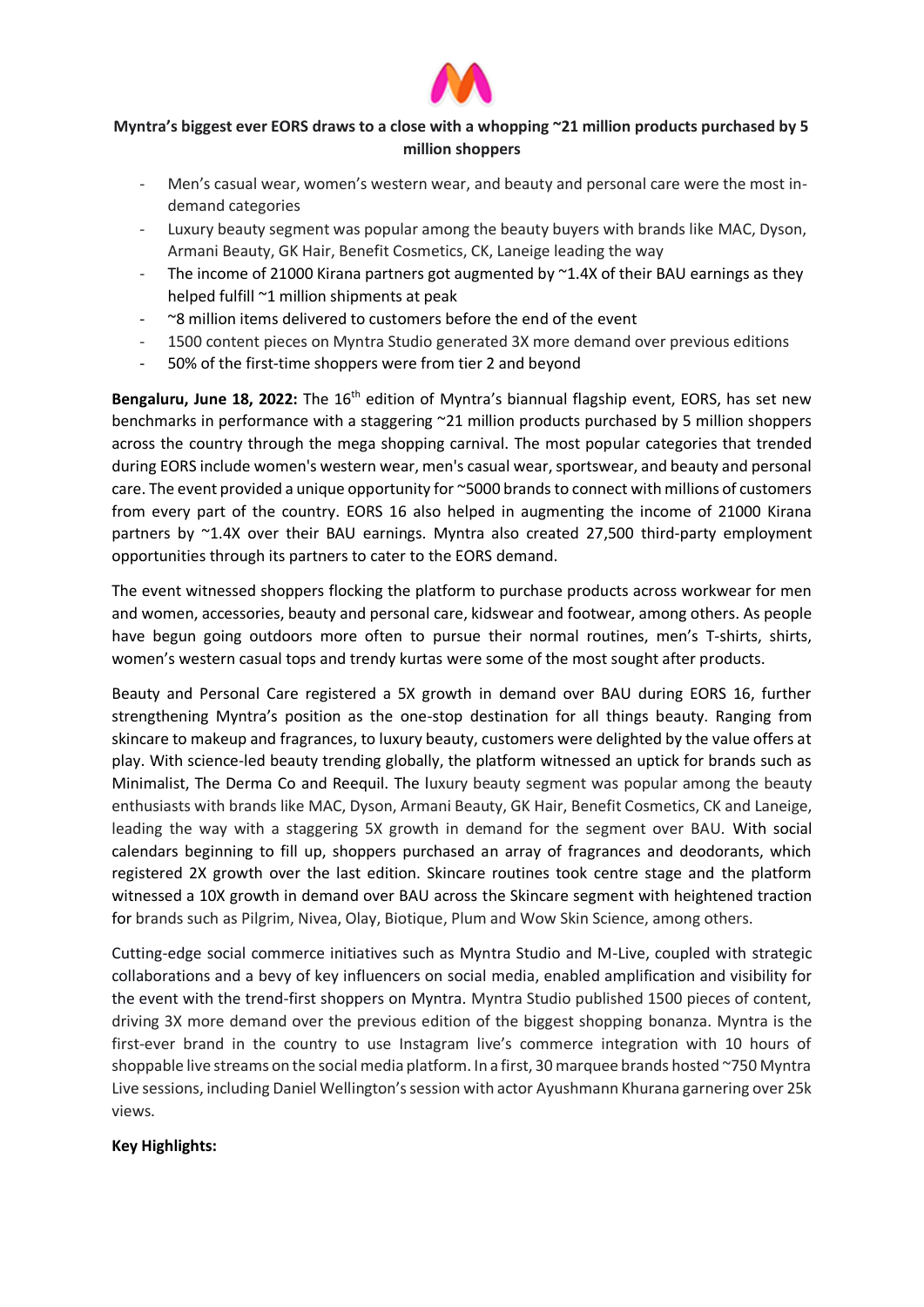**Myntra's biggest ever EORS draws to a close with a whopping ~21 million products purchased by 5 million shoppers**

- Men's casual wear, women's western wear, and beauty and personal care were the most in-demand categories
- Luxury beauty segment was popular among the beauty buyers with brands like MAC, Dyson, Armani Beauty, GK Hair, Benefit Cosmetics, CK, Laneige leading the way
- The income of 21000 Kirana partners got augmented by ~1.4X of their BAU earnings as they helped fulfill ~1 million shipments at peak
- ~8 million items delivered to customers before the end of the event
- 1500 content pieces on Myntra Studio generated 3X more demand over previous editions
- 50% of the first-time shoppers were from tier 2 and beyond

**Bengaluru, June 18, 2022:** The 16th edition of Myntra's biannual flagship event, EORS, has set new benchmarks in performance with a staggering ~21 million products purchased by 5 million shoppers across the country through the mega shopping carnival. The most popular categories that trended during EORS include women's western wear, men's casual wear, sportswear, and beauty and personal care. The event provided a unique opportunity for ~5000 brands to connect with millions of customers from every part of the country. EORS 16 also helped in augmenting the income of 21000 Kirana partners by ~1.4X over their BAU earnings. Myntra also created 27,500 third-party employment opportunities through its partners to cater to the EORS demand.

The event witnessed shoppers flocking the platform to purchase products across workwear for men and women, accessories, beauty and personal care, kidswear and footwear, among others. As people have begun going outdoors more often to pursue their normal routines, men's T-shirts, shirts, women's western casual tops and trendy kurtas were some of the most sought after products.

Beauty and Personal Care registered a 5X growth in demand over BAU during EORS 16, further strengthening Myntra's position as the one-stop destination for all things beauty. Ranging from skincare to makeup and fragrances, to luxury beauty, customers were delighted by the value offers at play. With science-led beauty trending globally, the platform witnessed an uptick for brands such as Minimalist, The Derma Co and Reequil. The luxury beauty segment was popular among the beauty enthusiasts with brands like MAC, Dyson, Armani Beauty, GK Hair, Benefit Cosmetics, CK and Laneige, leading the way with a staggering 5X growth in demand for the segment over BAU. With social calendars beginning to fill up, shoppers purchased an array of fragrances and deodorants, which registered 2X growth over the last edition. Skincare routines took centre stage and the platform witnessed a 10X growth in demand over BAU across the Skincare segment with heightened traction for brands such as Pilgrim, Nivea, Olay, Biotique, Plum and Wow Skin Science, among others.

Cutting-edge social commerce initiatives such as Myntra Studio and M-Live, coupled with strategic collaborations and a bevy of key influencers on social media, enabled amplification and visibility for the event with the trend-first shoppers on Myntra. Myntra Studio published 1500 pieces of content, driving 3X more demand over the previous edition of the biggest shopping bonanza. Myntra is the first-ever brand in the country to use Instagram live's commerce integration with 10 hours of shoppable live streams on the social media platform. In a first, 30 marquee brands hosted ~750 Myntra Live sessions, including Daniel Wellington's session with actor Ayushmann Khurana garnering over 25k views.

**Key Highlights:**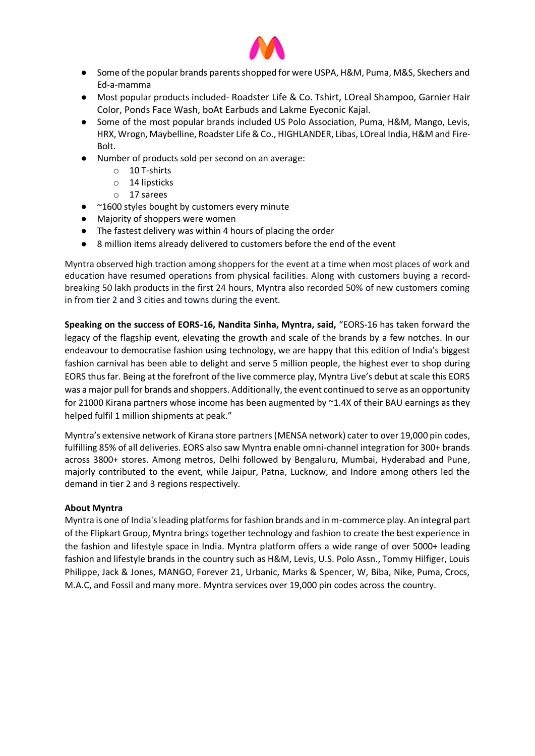- Some of the popular brands parents shopped for were USPA, H&M, Puma, M&S, Skechers and Ed-a-mamma
- Most popular products included- Roadster Life & Co. Tshirt, LOreal Shampoo, Garnier Hair Color, Ponds Face Wash, boAt Earbuds and Lakme Eyeconic Kajal.
- Some of the most popular brands included US Polo Association, Puma, H&M, Mango, Levis, HRX, Wrogn, Maybelline, Roadster Life & Co., HIGHLANDER, Libas, LOreal India, H&M and Fire-Bolt.
- Number of products sold per second on an average:
  - 10 T-shirts
  - 14 lipsticks
  - 17 sarees
- ~1600 styles bought by customers every minute
- Majority of shoppers were women
- The fastest delivery was within 4 hours of placing the order
- 8 million items already delivered to customers before the end of the event

Myntra observed high traction among shoppers for the event at a time when most places of work and education have resumed operations from physical facilities. Along with customers buying a record-breaking 50 lakh products in the first 24 hours, Myntra also recorded 50% of new customers coming in from tier 2 and 3 cities and towns during the event.

**Speaking on the success of EORS-16, Nandita Sinha, Myntra, said,** "EORS-16 has taken forward the legacy of the flagship event, elevating the growth and scale of the brands by a few notches. In our endeavour to democratise fashion using technology, we are happy that this edition of India's biggest fashion carnival has been able to delight and serve 5 million people, the highest ever to shop during EORS thus far. Being at the forefront of the live commerce play, Myntra Live's debut at scale this EORS was a major pull for brands and shoppers. Additionally, the event continued to serve as an opportunity for 21000 Kirana partners whose income has been augmented by ~1.4X of their BAU earnings as they helped fulfil 1 million shipments at peak."

Myntra's extensive network of Kirana store partners (MENSA network) cater to over 19,000 pin codes, fulfilling 85% of all deliveries. EORS also saw Myntra enable omni-channel integration for 300+ brands across 3800+ stores. Among metros, Delhi followed by Bengaluru, Mumbai, Hyderabad and Pune, majorly contributed to the event, while Jaipur, Patna, Lucknow, and Indore among others led the demand in tier 2 and 3 regions respectively.

**About Myntra**

Myntra is one of India's leading platforms for fashion brands and in m-commerce play. An integral part of the Flipkart Group, Myntra brings together technology and fashion to create the best experience in the fashion and lifestyle space in India. Myntra platform offers a wide range of over 5000+ leading fashion and lifestyle brands in the country such as H&M, Levis, U.S. Polo Assn., Tommy Hilfiger, Louis Philippe, Jack & Jones, MANGO, Forever 21, Urbanic, Marks & Spencer, W, Biba, Nike, Puma, Crocs, M.A.C, and Fossil and many more. Myntra services over 19,000 pin codes across the country.